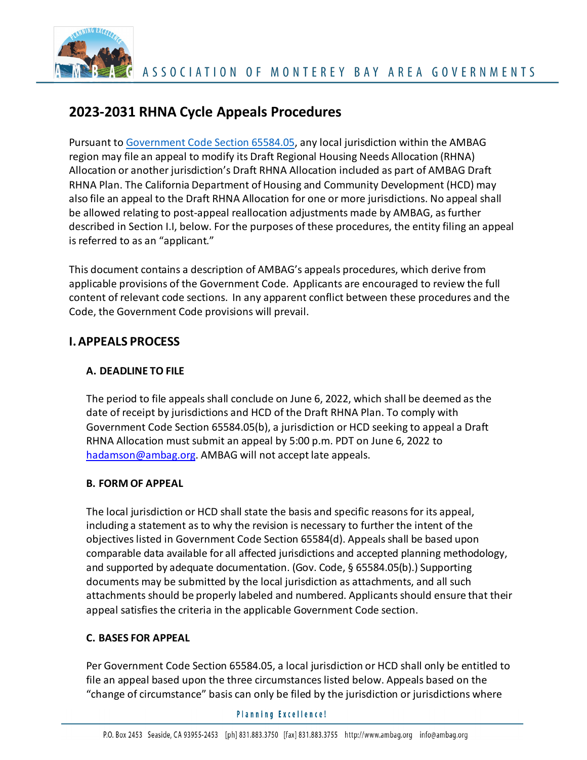ASSOCIATION OF MONTEREY BAY AREA GOVERNMENTS

# 2023-2031 RHNA Cycle Appeals Procedures

Pursuant to [Government Code Section 65584.05](), any local jurisdiction within the AMBAG region may file an appeal to modify its Draft Regional Housing Needs Allocation (RHNA) Allocation or another jurisdiction's Draft RHNA Allocation included as part of AMBAG Draft RHNA Plan. The California Department of Housing and Community Development (HCD) may also file an appeal to the Draft RHNA Allocation for one or more jurisdictions. No appeal shall be allowed relating to post-appeal reallocation adjustments made by AMBAG, as further described in Section I.I, below. For the purposes of these procedures, the entity filing an appeal is referred to as an "applicant."

This document contains a description of AMBAG's appeals procedures, which derive from applicable provisions of the Government Code. Applicants are encouraged to review the full content of relevant code sections. In any apparent conflict between these procedures and the Code, the Government Code provisions will prevail.

## I. APPEALS PROCESS

### A. DEADLINE TO FILE

The period to file appeals shall conclude on June 6, 2022, which shall be deemed as the date of receipt by jurisdictions and HCD of the Draft RHNA Plan. To comply with Government Code Section 65584.05(b), a jurisdiction or HCD seeking to appeal a Draft RHNA Allocation must submit an appeal by 5:00 p.m. PDT on June 6, 2022 to hadamson@ambag.org. AMBAG will not accept late appeals.

### B. FORM OF APPEAL

The local jurisdiction or HCD shall state the basis and specific reasons for its appeal, including a statement as to why the revision is necessary to further the intent of the objectives listed in Government Code Section 65584(d). Appeals shall be based upon comparable data available for all affected jurisdictions and accepted planning methodology, and supported by adequate documentation. (Gov. Code, § 65584.05(b).) Supporting documents may be submitted by the local jurisdiction as attachments, and all such attachments should be properly labeled and numbered. Applicants should ensure that their appeal satisfies the criteria in the applicable Government Code section.

### C. BASES FOR APPEAL

Per Government Code Section 65584.05, a local jurisdiction or HCD shall only be entitled to file an appeal based upon the three circumstances listed below. Appeals based on the "change of circumstance" basis can only be filed by the jurisdiction or jurisdictions where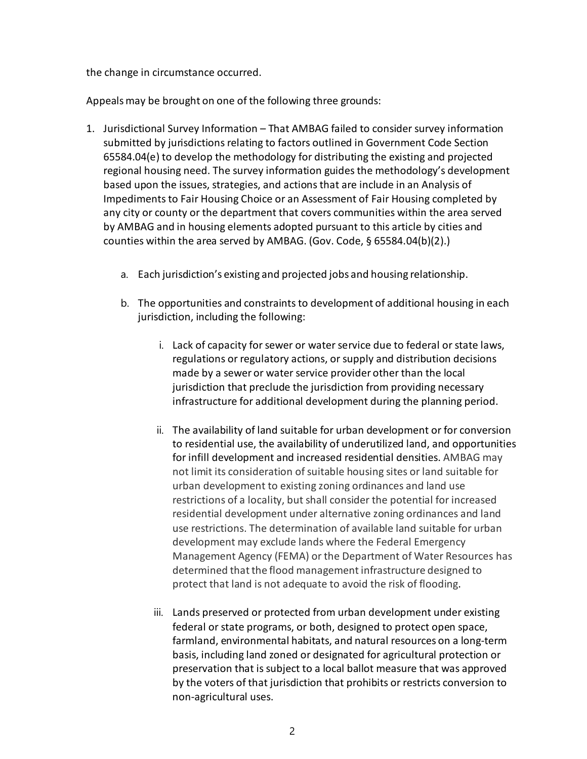the change in circumstance occurred.

Appeals may be brought on one of the following three grounds:

1. Jurisdictional Survey Information – That AMBAG failed to consider survey information submitted by jurisdictions relating to factors outlined in Government Code Section 65584.04(e) to develop the methodology for distributing the existing and projected regional housing need. The survey information guides the methodology's development based upon the issues, strategies, and actions that are include in an Analysis of Impediments to Fair Housing Choice or an Assessment of Fair Housing completed by any city or county or the department that covers communities within the area served by AMBAG and in housing elements adopted pursuant to this article by cities and counties within the area served by AMBAG. (Gov. Code, § 65584.04(b)(2).)

    a. Each jurisdiction's existing and projected jobs and housing relationship.

    b. The opportunities and constraints to development of additional housing in each jurisdiction, including the following:

        i. Lack of capacity for sewer or water service due to federal or state laws, regulations or regulatory actions, or supply and distribution decisions made by a sewer or water service provider other than the local jurisdiction that preclude the jurisdiction from providing necessary infrastructure for additional development during the planning period.

        ii. The availability of land suitable for urban development or for conversion to residential use, the availability of underutilized land, and opportunities for infill development and increased residential densities. AMBAG may not limit its consideration of suitable housing sites or land suitable for urban development to existing zoning ordinances and land use restrictions of a locality, but shall consider the potential for increased residential development under alternative zoning ordinances and land use restrictions. The determination of available land suitable for urban development may exclude lands where the Federal Emergency Management Agency (FEMA) or the Department of Water Resources has determined that the flood management infrastructure designed to protect that land is not adequate to avoid the risk of flooding.

        iii. Lands preserved or protected from urban development under existing federal or state programs, or both, designed to protect open space, farmland, environmental habitats, and natural resources on a long-term basis, including land zoned or designated for agricultural protection or preservation that is subject to a local ballot measure that was approved by the voters of that jurisdiction that prohibits or restricts conversion to non-agricultural uses.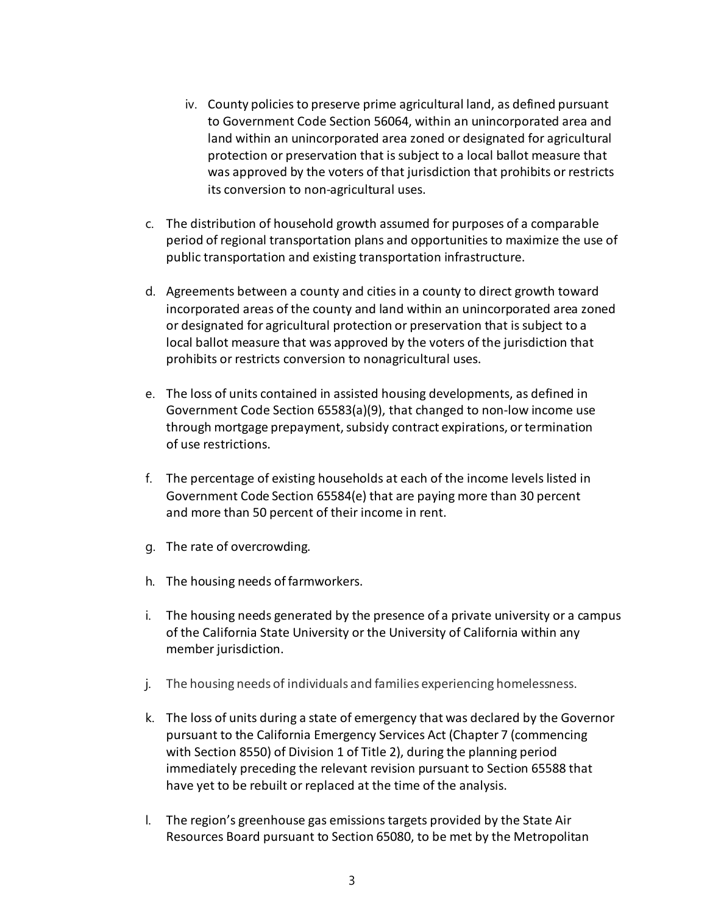iv. County policies to preserve prime agricultural land, as defined pursuant to Government Code Section 56064, within an unincorporated area and land within an unincorporated area zoned or designated for agricultural protection or preservation that is subject to a local ballot measure that was approved by the voters of that jurisdiction that prohibits or restricts its conversion to non-agricultural uses.

c. The distribution of household growth assumed for purposes of a comparable period of regional transportation plans and opportunities to maximize the use of public transportation and existing transportation infrastructure.

d. Agreements between a county and cities in a county to direct growth toward incorporated areas of the county and land within an unincorporated area zoned or designated for agricultural protection or preservation that is subject to a local ballot measure that was approved by the voters of the jurisdiction that prohibits or restricts conversion to nonagricultural uses.

e. The loss of units contained in assisted housing developments, as defined in Government Code Section 65583(a)(9), that changed to non-low income use through mortgage prepayment, subsidy contract expirations, or termination of use restrictions.

f. The percentage of existing households at each of the income levels listed in Government Code Section 65584(e) that are paying more than 30 percent and more than 50 percent of their income in rent.

g. The rate of overcrowding.

h. The housing needs of farmworkers.

i. The housing needs generated by the presence of a private university or a campus of the California State University or the University of California within any member jurisdiction.

j. The housing needs of individuals and families experiencing homelessness.

k. The loss of units during a state of emergency that was declared by the Governor pursuant to the California Emergency Services Act (Chapter 7 (commencing with Section 8550) of Division 1 of Title 2), during the planning period immediately preceding the relevant revision pursuant to Section 65588 that have yet to be rebuilt or replaced at the time of the analysis.

l. The region's greenhouse gas emissions targets provided by the State Air Resources Board pursuant to Section 65080, to be met by the Metropolitan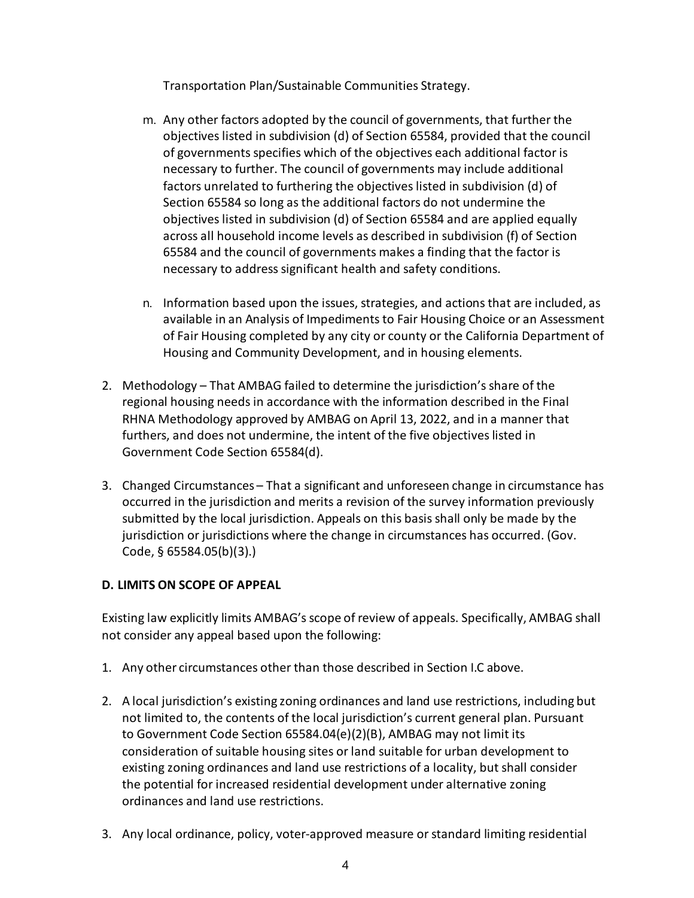Transportation Plan/Sustainable Communities Strategy.

m. Any other factors adopted by the council of governments, that further the objectives listed in subdivision (d) of Section 65584, provided that the council of governments specifies which of the objectives each additional factor is necessary to further. The council of governments may include additional factors unrelated to furthering the objectives listed in subdivision (d) of Section 65584 so long as the additional factors do not undermine the objectives listed in subdivision (d) of Section 65584 and are applied equally across all household income levels as described in subdivision (f) of Section 65584 and the council of governments makes a finding that the factor is necessary to address significant health and safety conditions.

n. Information based upon the issues, strategies, and actions that are included, as available in an Analysis of Impediments to Fair Housing Choice or an Assessment of Fair Housing completed by any city or county or the California Department of Housing and Community Development, and in housing elements.

2. Methodology – That AMBAG failed to determine the jurisdiction's share of the regional housing needs in accordance with the information described in the Final RHNA Methodology approved by AMBAG on April 13, 2022, and in a manner that furthers, and does not undermine, the intent of the five objectives listed in Government Code Section 65584(d).

3. Changed Circumstances – That a significant and unforeseen change in circumstance has occurred in the jurisdiction and merits a revision of the survey information previously submitted by the local jurisdiction. Appeals on this basis shall only be made by the jurisdiction or jurisdictions where the change in circumstances has occurred. (Gov. Code, § 65584.05(b)(3).)

**D. LIMITS ON SCOPE OF APPEAL**

Existing law explicitly limits AMBAG's scope of review of appeals. Specifically, AMBAG shall not consider any appeal based upon the following:

1. Any other circumstances other than those described in Section I.C above.

2. A local jurisdiction's existing zoning ordinances and land use restrictions, including but not limited to, the contents of the local jurisdiction's current general plan. Pursuant to Government Code Section 65584.04(e)(2)(B), AMBAG may not limit its consideration of suitable housing sites or land suitable for urban development to existing zoning ordinances and land use restrictions of a locality, but shall consider the potential for increased residential development under alternative zoning ordinances and land use restrictions.

3. Any local ordinance, policy, voter-approved measure or standard limiting residential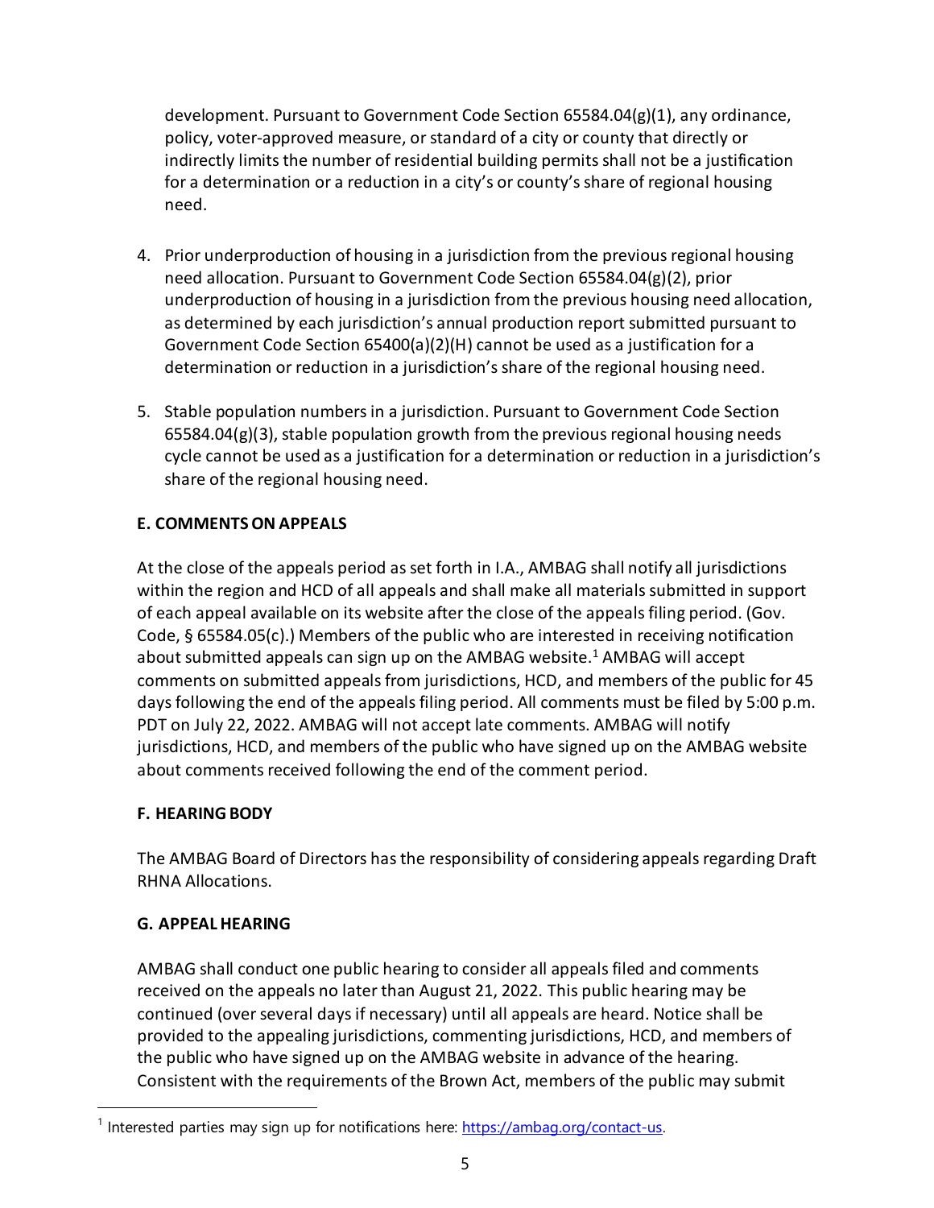development. Pursuant to Government Code Section 65584.04(g)(1), any ordinance, policy, voter-approved measure, or standard of a city or county that directly or indirectly limits the number of residential building permits shall not be a justification for a determination or a reduction in a city's or county's share of regional housing need.

4. Prior underproduction of housing in a jurisdiction from the previous regional housing need allocation. Pursuant to Government Code Section 65584.04(g)(2), prior underproduction of housing in a jurisdiction from the previous housing need allocation, as determined by each jurisdiction's annual production report submitted pursuant to Government Code Section 65400(a)(2)(H) cannot be used as a justification for a determination or reduction in a jurisdiction's share of the regional housing need.

5. Stable population numbers in a jurisdiction. Pursuant to Government Code Section 65584.04(g)(3), stable population growth from the previous regional housing needs cycle cannot be used as a justification for a determination or reduction in a jurisdiction's share of the regional housing need.

**E. COMMENTS ON APPEALS**

At the close of the appeals period as set forth in I.A., AMBAG shall notify all jurisdictions within the region and HCD of all appeals and shall make all materials submitted in support of each appeal available on its website after the close of the appeals filing period. (Gov. Code, § 65584.05(c).) Members of the public who are interested in receiving notification about submitted appeals can sign up on the AMBAG website.[1] AMBAG will accept comments on submitted appeals from jurisdictions, HCD, and members of the public for 45 days following the end of the appeals filing period. All comments must be filed by 5:00 p.m. PDT on July 22, 2022. AMBAG will not accept late comments. AMBAG will notify jurisdictions, HCD, and members of the public who have signed up on the AMBAG website about comments received following the end of the comment period.

**F. HEARING BODY**

The AMBAG Board of Directors has the responsibility of considering appeals regarding Draft RHNA Allocations.

**G. APPEAL HEARING**

AMBAG shall conduct one public hearing to consider all appeals filed and comments received on the appeals no later than August 21, 2022. This public hearing may be continued (over several days if necessary) until all appeals are heard. Notice shall be provided to the appealing jurisdictions, commenting jurisdictions, HCD, and members of the public who have signed up on the AMBAG website in advance of the hearing. Consistent with the requirements of the Brown Act, members of the public may submit

[1] Interested parties may sign up for notifications here: https://ambag.org/contact-us.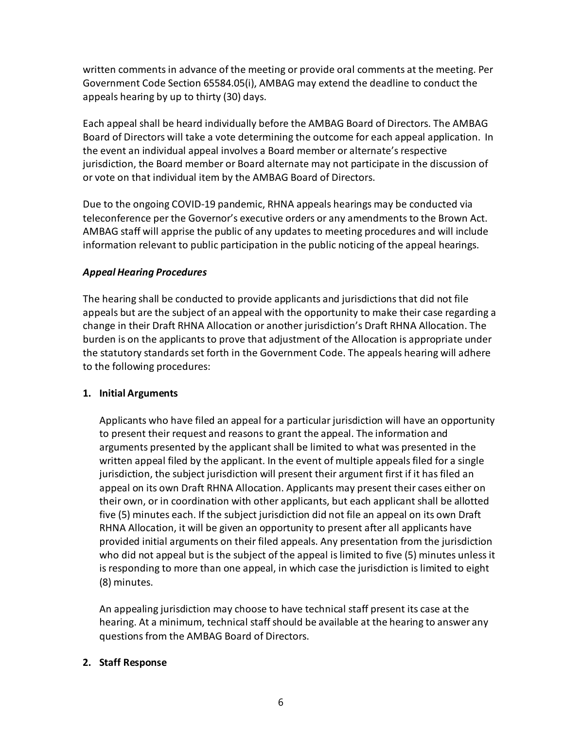written comments in advance of the meeting or provide oral comments at the meeting. Per Government Code Section 65584.05(i), AMBAG may extend the deadline to conduct the appeals hearing by up to thirty (30) days.

Each appeal shall be heard individually before the AMBAG Board of Directors. The AMBAG Board of Directors will take a vote determining the outcome for each appeal application. In the event an individual appeal involves a Board member or alternate's respective jurisdiction, the Board member or Board alternate may not participate in the discussion of or vote on that individual item by the AMBAG Board of Directors.

Due to the ongoing COVID-19 pandemic, RHNA appeals hearings may be conducted via teleconference per the Governor's executive orders or any amendments to the Brown Act. AMBAG staff will apprise the public of any updates to meeting procedures and will include information relevant to public participation in the public noticing of the appeal hearings.

***Appeal Hearing Procedures***

The hearing shall be conducted to provide applicants and jurisdictions that did not file appeals but are the subject of an appeal with the opportunity to make their case regarding a change in their Draft RHNA Allocation or another jurisdiction's Draft RHNA Allocation. The burden is on the applicants to prove that adjustment of the Allocation is appropriate under the statutory standards set forth in the Government Code. The appeals hearing will adhere to the following procedures:

1. **Initial Arguments**

   Applicants who have filed an appeal for a particular jurisdiction will have an opportunity to present their request and reasons to grant the appeal. The information and arguments presented by the applicant shall be limited to what was presented in the written appeal filed by the applicant. In the event of multiple appeals filed for a single jurisdiction, the subject jurisdiction will present their argument first if it has filed an appeal on its own Draft RHNA Allocation. Applicants may present their cases either on their own, or in coordination with other applicants, but each applicant shall be allotted five (5) minutes each. If the subject jurisdiction did not file an appeal on its own Draft RHNA Allocation, it will be given an opportunity to present after all applicants have provided initial arguments on their filed appeals. Any presentation from the jurisdiction who did not appeal but is the subject of the appeal is limited to five (5) minutes unless it is responding to more than one appeal, in which case the jurisdiction is limited to eight (8) minutes.

   An appealing jurisdiction may choose to have technical staff present its case at the hearing. At a minimum, technical staff should be available at the hearing to answer any questions from the AMBAG Board of Directors.

2. **Staff Response**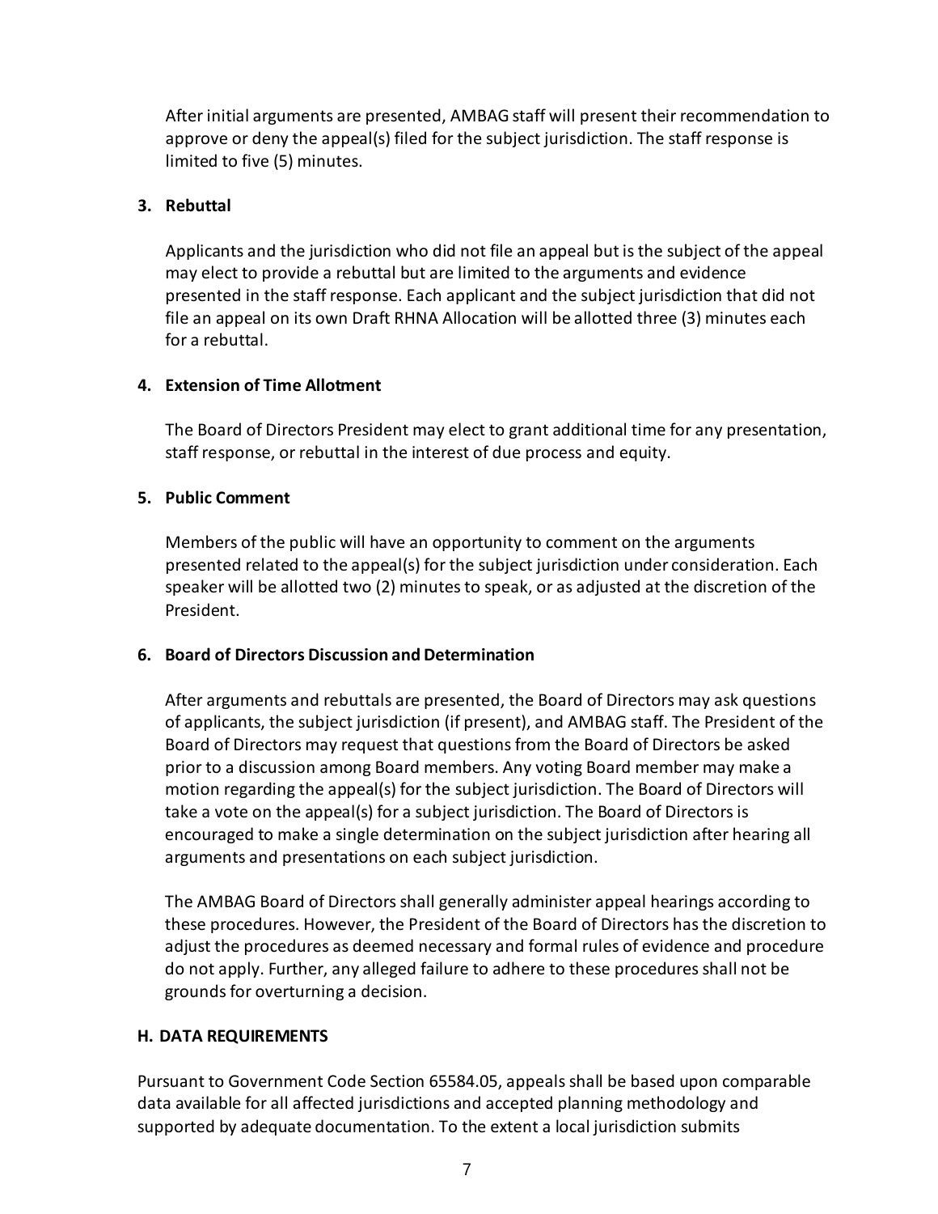After initial arguments are presented, AMBAG staff will present their recommendation to approve or deny the appeal(s) filed for the subject jurisdiction. The staff response is limited to five (5) minutes.

**3. Rebuttal**

Applicants and the jurisdiction who did not file an appeal but is the subject of the appeal may elect to provide a rebuttal but are limited to the arguments and evidence presented in the staff response. Each applicant and the subject jurisdiction that did not file an appeal on its own Draft RHNA Allocation will be allotted three (3) minutes each for a rebuttal.

**4. Extension of Time Allotment**

The Board of Directors President may elect to grant additional time for any presentation, staff response, or rebuttal in the interest of due process and equity.

**5. Public Comment**

Members of the public will have an opportunity to comment on the arguments presented related to the appeal(s) for the subject jurisdiction under consideration. Each speaker will be allotted two (2) minutes to speak, or as adjusted at the discretion of the President.

**6. Board of Directors Discussion and Determination**

After arguments and rebuttals are presented, the Board of Directors may ask questions of applicants, the subject jurisdiction (if present), and AMBAG staff. The President of the Board of Directors may request that questions from the Board of Directors be asked prior to a discussion among Board members. Any voting Board member may make a motion regarding the appeal(s) for the subject jurisdiction. The Board of Directors will take a vote on the appeal(s) for a subject jurisdiction. The Board of Directors is encouraged to make a single determination on the subject jurisdiction after hearing all arguments and presentations on each subject jurisdiction.

The AMBAG Board of Directors shall generally administer appeal hearings according to these procedures. However, the President of the Board of Directors has the discretion to adjust the procedures as deemed necessary and formal rules of evidence and procedure do not apply. Further, any alleged failure to adhere to these procedures shall not be grounds for overturning a decision.

**H. DATA REQUIREMENTS**

Pursuant to Government Code Section 65584.05, appeals shall be based upon comparable data available for all affected jurisdictions and accepted planning methodology and supported by adequate documentation. To the extent a local jurisdiction submits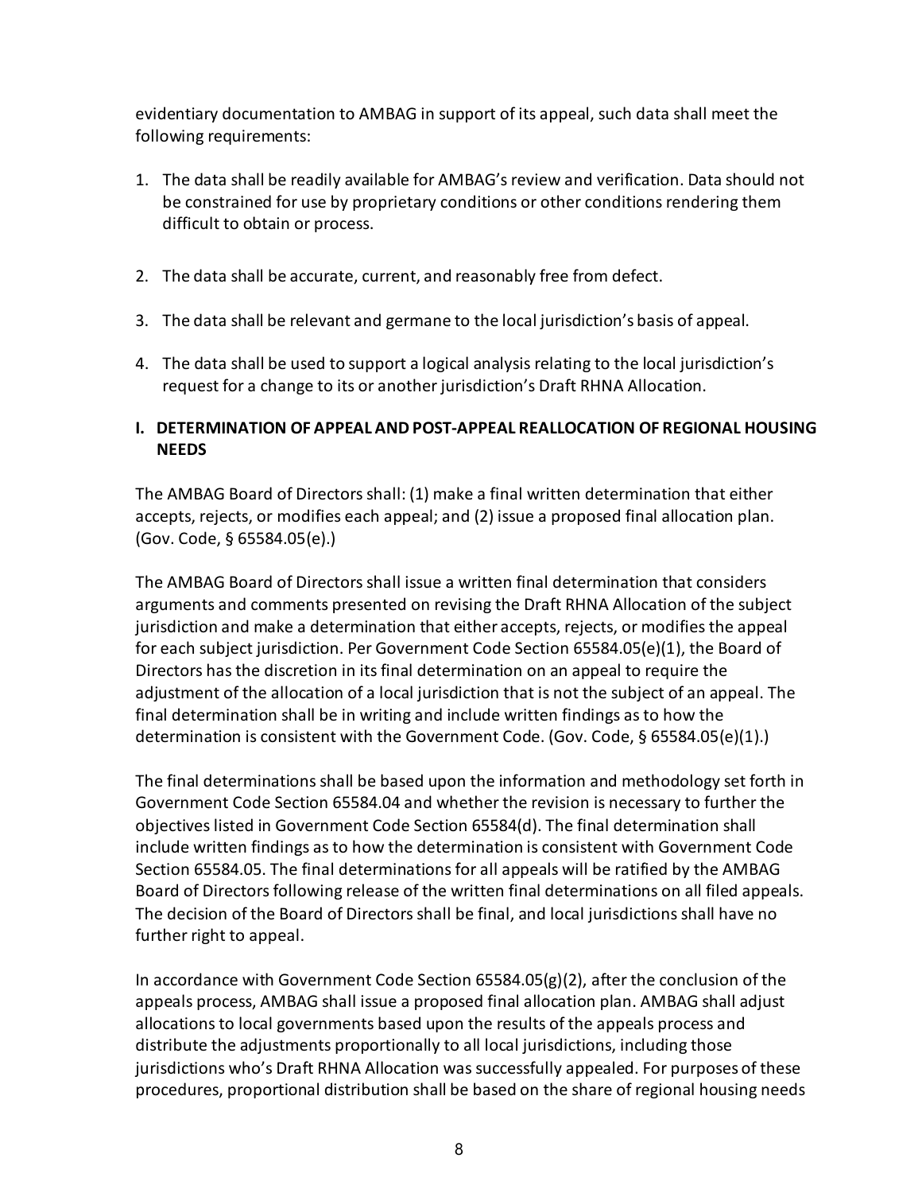evidentiary documentation to AMBAG in support of its appeal, such data shall meet the following requirements:

1. The data shall be readily available for AMBAG's review and verification. Data should not be constrained for use by proprietary conditions or other conditions rendering them difficult to obtain or process.

2. The data shall be accurate, current, and reasonably free from defect.

3. The data shall be relevant and germane to the local jurisdiction's basis of appeal.

4. The data shall be used to support a logical analysis relating to the local jurisdiction's request for a change to its or another jurisdiction's Draft RHNA Allocation.

## I. DETERMINATION OF APPEAL AND POST-APPEAL REALLOCATION OF REGIONAL HOUSING NEEDS

The AMBAG Board of Directors shall: (1) make a final written determination that either accepts, rejects, or modifies each appeal; and (2) issue a proposed final allocation plan. (Gov. Code, § 65584.05(e).)

The AMBAG Board of Directors shall issue a written final determination that considers arguments and comments presented on revising the Draft RHNA Allocation of the subject jurisdiction and make a determination that either accepts, rejects, or modifies the appeal for each subject jurisdiction. Per Government Code Section 65584.05(e)(1), the Board of Directors has the discretion in its final determination on an appeal to require the adjustment of the allocation of a local jurisdiction that is not the subject of an appeal. The final determination shall be in writing and include written findings as to how the determination is consistent with the Government Code. (Gov. Code, § 65584.05(e)(1).)

The final determinations shall be based upon the information and methodology set forth in Government Code Section 65584.04 and whether the revision is necessary to further the objectives listed in Government Code Section 65584(d). The final determination shall include written findings as to how the determination is consistent with Government Code Section 65584.05. The final determinations for all appeals will be ratified by the AMBAG Board of Directors following release of the written final determinations on all filed appeals. The decision of the Board of Directors shall be final, and local jurisdictions shall have no further right to appeal.

In accordance with Government Code Section 65584.05(g)(2), after the conclusion of the appeals process, AMBAG shall issue a proposed final allocation plan. AMBAG shall adjust allocations to local governments based upon the results of the appeals process and distribute the adjustments proportionally to all local jurisdictions, including those jurisdictions who's Draft RHNA Allocation was successfully appealed. For purposes of these procedures, proportional distribution shall be based on the share of regional housing needs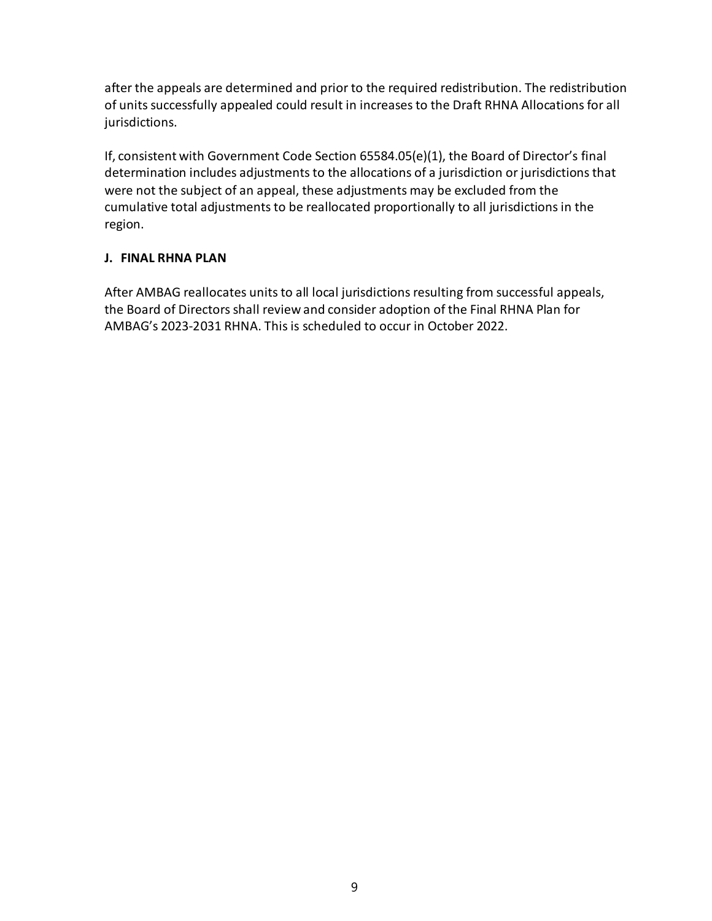after the appeals are determined and prior to the required redistribution. The redistribution of units successfully appealed could result in increases to the Draft RHNA Allocations for all jurisdictions.

If, consistent with Government Code Section 65584.05(e)(1), the Board of Director's final determination includes adjustments to the allocations of a jurisdiction or jurisdictions that were not the subject of an appeal, these adjustments may be excluded from the cumulative total adjustments to be reallocated proportionally to all jurisdictions in the region.

### J. FINAL RHNA PLAN

After AMBAG reallocates units to all local jurisdictions resulting from successful appeals, the Board of Directors shall review and consider adoption of the Final RHNA Plan for AMBAG's 2023-2031 RHNA. This is scheduled to occur in October 2022.